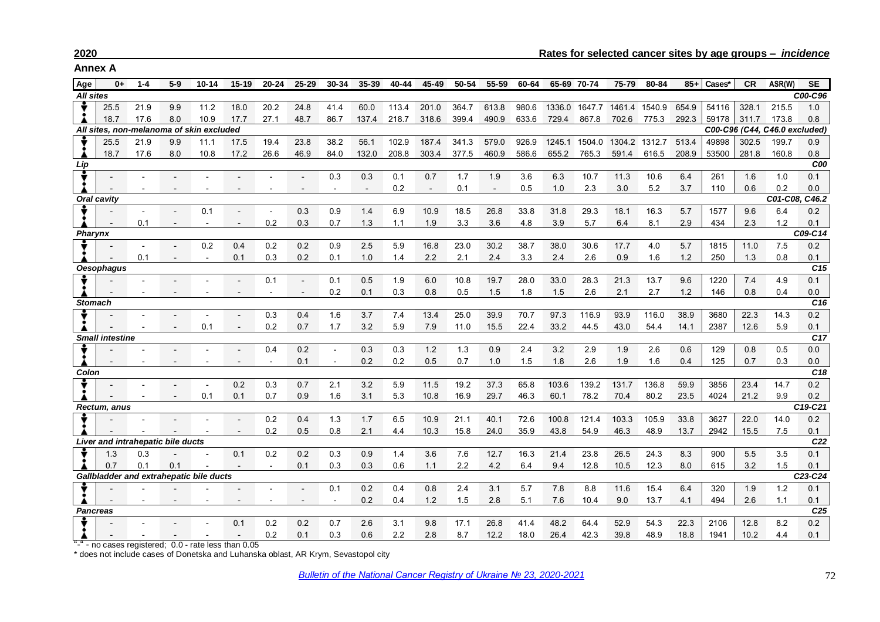**2020** **Rates for selected cancer sites by age groups – *incidence***

**Annex A**

| Age | 0+ | 1-4 | 5-9 | 10-14 | 15-19 | 20-24 | 25-29 | 30-34 | 35-39 | 40-44 | 45-49 | 50-54 | 55-59 | 60-64 | 65-69 | 70-74 | 75-79 | 80-84 | 85+ | Cases* | CR | ASR(W) | SE |
|---|---|---|---|---|---|---|---|---|---|---|---|---|---|---|---|---|---|---|---|---|---|---|---|
| ***All sites*** | | | | | | | | | | | | | | | | | | | | | | | ***C00-C96*** |
| ♂ | 25.5 | 21.9 | 9.9 | 11.2 | 18.0 | 20.2 | 24.8 | 41.4 | 60.0 | 113.4 | 201.0 | 364.7 | 613.8 | 980.6 | 1336.0 | 1647.7 | 1461.4 | 1540.9 | 654.9 | 54116 | 328.1 | 215.5 | 1.0 |
| ♀ | 18.7 | 17.6 | 8.0 | 10.9 | 17.7 | 27.1 | 48.7 | 86.7 | 137.4 | 218.7 | 318.6 | 399.4 | 490.9 | 633.6 | 729.4 | 867.8 | 702.6 | 775.3 | 292.3 | 59178 | 311.7 | 173.8 | 0.8 |
| ***All sites, non-melanoma of skin excluded*** | | | | | | | | | | | | | | | | | | | | ***C00-C96 (C44, C46.0 excluded)*** | | | |
| ♂ | 25.5 | 21.9 | 9.9 | 11.1 | 17.5 | 19.4 | 23.8 | 38.2 | 56.1 | 102.9 | 187.4 | 341.3 | 579.0 | 926.9 | 1245.1 | 1504.0 | 1304.2 | 1312.7 | 513.4 | 49898 | 302.5 | 199.7 | 0.9 |
| ♀ | 18.7 | 17.6 | 8.0 | 10.8 | 17.2 | 26.6 | 46.9 | 84.0 | 132.0 | 208.8 | 303.4 | 377.5 | 460.9 | 586.6 | 655.2 | 765.3 | 591.4 | 616.5 | 208.9 | 53500 | 281.8 | 160.8 | 0.8 |
| ***Lip*** | | | | | | | | | | | | | | | | | | | | | | | ***C00*** |
| ♂ | - | - | - | - | - | - | - | 0.3 | 0.3 | 0.1 | 0.7 | 1.7 | 1.9 | 3.6 | 6.3 | 10.7 | 11.3 | 10.6 | 6.4 | 261 | 1.6 | 1.0 | 0.1 |
| ♀ | - | - | - | - | - | - | - | - | - | 0.2 | - | 0.1 | - | 0.5 | 1.0 | 2.3 | 3.0 | 5.2 | 3.7 | 110 | 0.6 | 0.2 | 0.0 |
| ***Oral cavity*** | | | | | | | | | | | | | | | | | | | | | ***C01-C08, C46.2*** | | |
| ♂ | - | - | - | 0.1 | - | - | 0.3 | 0.9 | 1.4 | 6.9 | 10.9 | 18.5 | 26.8 | 33.8 | 31.8 | 29.3 | 18.1 | 16.3 | 5.7 | 1577 | 9.6 | 6.4 | 0.2 |
| ♀ | - | 0.1 | - | - | - | 0.2 | 0.3 | 0.7 | 1.3 | 1.1 | 1.9 | 3.3 | 3.6 | 4.8 | 3.9 | 5.7 | 6.4 | 8.1 | 2.9 | 434 | 2.3 | 1.2 | 0.1 |
| ***Pharynx*** | | | | | | | | | | | | | | | | | | | | | | | ***C09-C14*** |
| ♂ | - | - | - | 0.2 | 0.4 | 0.2 | 0.2 | 0.9 | 2.5 | 5.9 | 16.8 | 23.0 | 30.2 | 38.7 | 38.0 | 30.6 | 17.7 | 4.0 | 5.7 | 1815 | 11.0 | 7.5 | 0.2 |
| ♀ | - | 0.1 | - | - | 0.1 | 0.3 | 0.2 | 0.1 | 1.0 | 1.4 | 2.2 | 2.1 | 2.4 | 3.3 | 2.4 | 2.6 | 0.9 | 1.6 | 1.2 | 250 | 1.3 | 0.8 | 0.1 |
| ***Oesophagus*** | | | | | | | | | | | | | | | | | | | | | | | ***C15*** |
| ♂ | - | - | - | - | - | 0.1 | - | 0.1 | 0.5 | 1.9 | 6.0 | 10.8 | 19.7 | 28.0 | 33.0 | 28.3 | 21.3 | 13.7 | 9.6 | 1220 | 7.4 | 4.9 | 0.1 |
| ♀ | - | - | - | - | - | - | - | 0.2 | 0.1 | 0.3 | 0.8 | 0.5 | 1.5 | 1.8 | 1.5 | 2.6 | 2.1 | 2.7 | 1.2 | 146 | 0.8 | 0.4 | 0.0 |
| ***Stomach*** | | | | | | | | | | | | | | | | | | | | | | | ***C16*** |
| ♂ | - | - | - | - | - | 0.3 | 0.4 | 1.6 | 3.7 | 7.4 | 13.4 | 25.0 | 39.9 | 70.7 | 97.3 | 116.9 | 93.9 | 116.0 | 38.9 | 3680 | 22.3 | 14.3 | 0.2 |
| ♀ | - | - | - | 0.1 | - | 0.2 | 0.7 | 1.7 | 3.2 | 5.9 | 7.9 | 11.0 | 15.5 | 22.4 | 33.2 | 44.5 | 43.0 | 54.4 | 14.1 | 2387 | 12.6 | 5.9 | 0.1 |
| ***Small intestine*** | | | | | | | | | | | | | | | | | | | | | | | ***C17*** |
| ♂ | - | - | - | - | - | 0.4 | 0.2 | - | 0.3 | 0.3 | 1.2 | 1.3 | 0.9 | 2.4 | 3.2 | 2.9 | 1.9 | 2.6 | 0.6 | 129 | 0.8 | 0.5 | 0.0 |
| ♀ | - | - | - | - | - | - | 0.1 | - | 0.2 | 0.2 | 0.5 | 0.7 | 1.0 | 1.5 | 1.8 | 2.6 | 1.9 | 1.6 | 0.4 | 125 | 0.7 | 0.3 | 0.0 |
| ***Colon*** | | | | | | | | | | | | | | | | | | | | | | | ***C18*** |
| ♂ | - | - | - | - | 0.2 | 0.3 | 0.7 | 2.1 | 3.2 | 5.9 | 11.5 | 19.2 | 37.3 | 65.8 | 103.6 | 139.2 | 131.7 | 136.8 | 59.9 | 3856 | 23.4 | 14.7 | 0.2 |
| ♀ | - | - | - | 0.1 | 0.1 | 0.7 | 0.9 | 1.6 | 3.1 | 5.3 | 10.8 | 16.9 | 29.7 | 46.3 | 60.1 | 78.2 | 70.4 | 80.2 | 23.5 | 4024 | 21.2 | 9.9 | 0.2 |
| ***Rectum, anus*** | | | | | | | | | | | | | | | | | | | | | | | ***C19-C21*** |
| ♂ | - | - | - | - | - | 0.2 | 0.4 | 1.3 | 1.7 | 6.5 | 10.9 | 21.1 | 40.1 | 72.6 | 100.8 | 121.4 | 103.3 | 105.9 | 33.8 | 3627 | 22.0 | 14.0 | 0.2 |
| ♀ | - | - | - | - | - | 0.2 | 0.5 | 0.8 | 2.1 | 4.4 | 10.3 | 15.8 | 24.0 | 35.9 | 43.8 | 54.9 | 46.3 | 48.9 | 13.7 | 2942 | 15.5 | 7.5 | 0.1 |
| ***Liver and intrahepatic bile ducts*** | | | | | | | | | | | | | | | | | | | | | | | ***C22*** |
| ♂ | 1.3 | 0.3 | - | - | 0.1 | 0.2 | 0.2 | 0.3 | 0.9 | 1.4 | 3.6 | 7.6 | 12.7 | 16.3 | 21.4 | 23.8 | 26.5 | 24.3 | 8.3 | 900 | 5.5 | 3.5 | 0.1 |
| ♀ | 0.7 | 0.1 | 0.1 | - | - | - | 0.1 | 0.3 | 0.3 | 0.6 | 1.1 | 2.2 | 4.2 | 6.4 | 9.4 | 12.8 | 10.5 | 12.3 | 8.0 | 615 | 3.2 | 1.5 | 0.1 |
| ***Gallbladder and extrahepatic bile ducts*** | | | | | | | | | | | | | | | | | | | | | | | ***C23-C24*** |
| ♂ | - | - | - | - | - | - | - | 0.1 | 0.2 | 0.4 | 0.8 | 2.4 | 3.1 | 5.7 | 7.8 | 8.8 | 11.6 | 15.4 | 6.4 | 320 | 1.9 | 1.2 | 0.1 |
| ♀ | - | - | - | - | - | - | - | - | 0.2 | 0.4 | 1.2 | 1.5 | 2.8 | 5.1 | 7.6 | 10.4 | 9.0 | 13.7 | 4.1 | 494 | 2.6 | 1.1 | 0.1 |
| ***Pancreas*** | | | | | | | | | | | | | | | | | | | | | | | ***C25*** |
| ♂ | - | - | - | - | 0.1 | 0.2 | 0.2 | 0.7 | 2.6 | 3.1 | 9.8 | 17.1 | 26.8 | 41.4 | 48.2 | 64.4 | 52.9 | 54.3 | 22.3 | 2106 | 12.8 | 8.2 | 0.2 |
| ♀ | - | - | - | - | - | 0.2 | 0.1 | 0.3 | 0.6 | 2.2 | 2.8 | 8.7 | 12.2 | 18.0 | 26.4 | 42.3 | 39.8 | 48.9 | 18.8 | 1941 | 10.2 | 4.4 | 0.1 |

"-" - no cases registered; 0.0 - rate less than 0.05

* does not include cases of Donetska and Luhanska oblast, AR Krym, Sevastopol city

*Bulletin of the National Cancer Registry of Ukraine № 23, 2020-2021*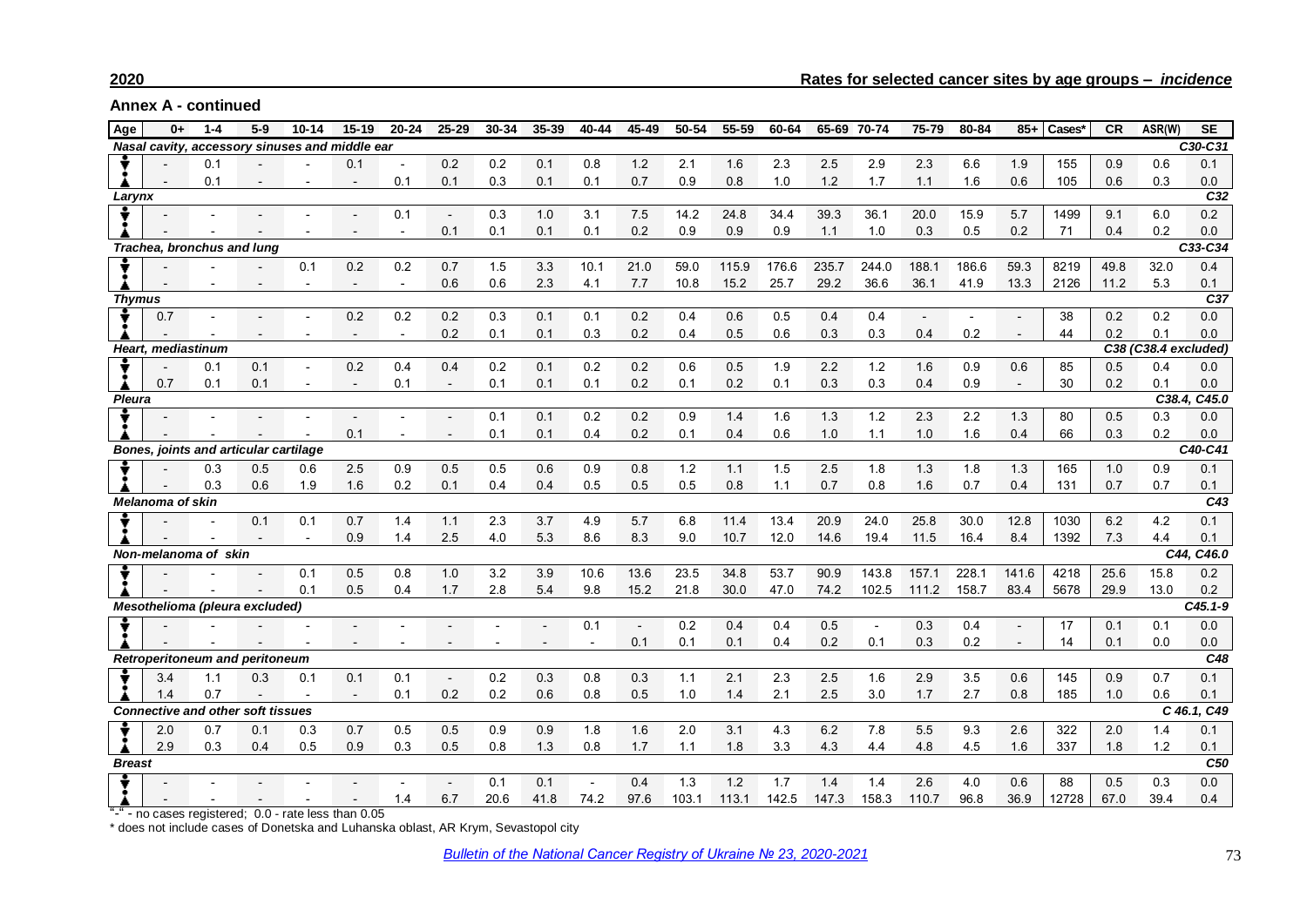**Annex A - continued**

**Rates for selected cancer sites by age groups – *incidence***

| Age | 0+ | 1-4 | 5-9 | 10-14 | 15-19 | 20-24 | 25-29 | 30-34 | 35-39 | 40-44 | 45-49 | 50-54 | 55-59 | 60-64 | 65-69 | 70-74 | 75-79 | 80-84 | 85+ | Cases* | CR | ASR(W) | SE |
|---|---|---|---|---|---|---|---|---|---|---|---|---|---|---|---|---|---|---|---|---|---|---|---|
| ***Nasal cavity, accessory sinuses and middle ear*** | | | | | | | | | | | | | | | | | | | | | | | ***C30-C31*** |
| ♂ | - | 0.1 | - | - | 0.1 | - | 0.2 | 0.2 | 0.1 | 0.8 | 1.2 | 2.1 | 1.6 | 2.3 | 2.5 | 2.9 | 2.3 | 6.6 | 1.9 | 155 | 0.9 | 0.6 | 0.1 |
| ♀ | - | 0.1 | - | - | - | 0.1 | 0.1 | 0.3 | 0.1 | 0.1 | 0.7 | 0.9 | 0.8 | 1.0 | 1.2 | 1.7 | 1.1 | 1.6 | 0.6 | 105 | 0.6 | 0.3 | 0.0 |
| ***Larynx*** | | | | | | | | | | | | | | | | | | | | | | | ***C32*** |
| ♂ | - | - | - | - | - | 0.1 | - | 0.3 | 1.0 | 3.1 | 7.5 | 14.2 | 24.8 | 34.4 | 39.3 | 36.1 | 20.0 | 15.9 | 5.7 | 1499 | 9.1 | 6.0 | 0.2 |
| ♀ | - | - | - | - | - | - | 0.1 | 0.1 | 0.1 | 0.1 | 0.2 | 0.9 | 0.9 | 0.9 | 1.1 | 1.0 | 0.3 | 0.5 | 0.2 | 71 | 0.4 | 0.2 | 0.0 |
| ***Trachea, bronchus and lung*** | | | | | | | | | | | | | | | | | | | | | | | ***C33-C34*** |
| ♂ | - | - | - | 0.1 | 0.2 | 0.2 | 0.7 | 1.5 | 3.3 | 10.1 | 21.0 | 59.0 | 115.9 | 176.6 | 235.7 | 244.0 | 188.1 | 186.6 | 59.3 | 8219 | 49.8 | 32.0 | 0.4 |
| ♀ | - | - | - | - | - | - | 0.6 | 0.6 | 2.3 | 4.1 | 7.7 | 10.8 | 15.2 | 25.7 | 29.2 | 36.6 | 36.1 | 41.9 | 13.3 | 2126 | 11.2 | 5.3 | 0.1 |
| ***Thymus*** | | | | | | | | | | | | | | | | | | | | | | | ***C37*** |
| ♂ | 0.7 | - | - | - | 0.2 | 0.2 | 0.2 | 0.3 | 0.1 | 0.1 | 0.2 | 0.4 | 0.6 | 0.5 | 0.4 | 0.4 | - | - | - | 38 | 0.2 | 0.2 | 0.0 |
| ♀ | - | - | - | - | - | - | 0.2 | 0.1 | 0.1 | 0.3 | 0.2 | 0.4 | 0.5 | 0.6 | 0.3 | 0.3 | 0.4 | 0.2 | - | 44 | 0.2 | 0.1 | 0.0 |
| ***Heart, mediastinum*** | | | | | | | | | | | | | | | | | | | | | | | ***C38 (C38.4 excluded)*** |
| ♂ | - | 0.1 | 0.1 | - | 0.2 | 0.4 | 0.4 | 0.2 | 0.1 | 0.2 | 0.2 | 0.6 | 0.5 | 1.9 | 2.2 | 1.2 | 1.6 | 0.9 | 0.6 | 85 | 0.5 | 0.4 | 0.0 |
| ♀ | 0.7 | 0.1 | 0.1 | - | - | 0.1 | - | 0.1 | 0.1 | 0.1 | 0.2 | 0.1 | 0.2 | 0.1 | 0.3 | 0.3 | 0.4 | 0.9 | - | 30 | 0.2 | 0.1 | 0.0 |
| ***Pleura*** | | | | | | | | | | | | | | | | | | | | | | | ***C38.4, C45.0*** |
| ♂ | - | - | - | - | - | - | - | 0.1 | 0.1 | 0.2 | 0.2 | 0.9 | 1.4 | 1.6 | 1.3 | 1.2 | 2.3 | 2.2 | 1.3 | 80 | 0.5 | 0.3 | 0.0 |
| ♀ | - | - | - | - | 0.1 | - | - | 0.1 | 0.1 | 0.4 | 0.2 | 0.1 | 0.4 | 0.6 | 1.0 | 1.1 | 1.0 | 1.6 | 0.4 | 66 | 0.3 | 0.2 | 0.0 |
| ***Bones, joints and articular cartilage*** | | | | | | | | | | | | | | | | | | | | | | | ***C40-C41*** |
| ♂ | - | 0.3 | 0.5 | 0.6 | 2.5 | 0.9 | 0.5 | 0.5 | 0.6 | 0.9 | 0.8 | 1.2 | 1.1 | 1.5 | 2.5 | 1.8 | 1.3 | 1.8 | 1.3 | 165 | 1.0 | 0.9 | 0.1 |
| ♀ | - | 0.3 | 0.6 | 1.9 | 1.6 | 0.2 | 0.1 | 0.4 | 0.4 | 0.5 | 0.5 | 0.5 | 0.8 | 1.1 | 0.7 | 0.8 | 1.6 | 0.7 | 0.4 | 131 | 0.7 | 0.7 | 0.1 |
| ***Melanoma of skin*** | | | | | | | | | | | | | | | | | | | | | | | ***C43*** |
| ♂ | - | - | 0.1 | 0.1 | 0.7 | 1.4 | 1.1 | 2.3 | 3.7 | 4.9 | 5.7 | 6.8 | 11.4 | 13.4 | 20.9 | 24.0 | 25.8 | 30.0 | 12.8 | 1030 | 6.2 | 4.2 | 0.1 |
| ♀ | - | - | - | - | 0.9 | 1.4 | 2.5 | 4.0 | 5.3 | 8.6 | 8.3 | 9.0 | 10.7 | 12.0 | 14.6 | 19.4 | 11.5 | 16.4 | 8.4 | 1392 | 7.3 | 4.4 | 0.1 |
| ***Non-melanoma of skin*** | | | | | | | | | | | | | | | | | | | | | | | ***C44, C46.0*** |
| ♂ | - | - | - | 0.1 | 0.5 | 0.8 | 1.0 | 3.2 | 3.9 | 10.6 | 13.6 | 23.5 | 34.8 | 53.7 | 90.9 | 143.8 | 157.1 | 228.1 | 141.6 | 4218 | 25.6 | 15.8 | 0.2 |
| ♀ | - | - | - | 0.1 | 0.5 | 0.4 | 1.7 | 2.8 | 5.4 | 9.8 | 15.2 | 21.8 | 30.0 | 47.0 | 74.2 | 102.5 | 111.2 | 158.7 | 83.4 | 5678 | 29.9 | 13.0 | 0.2 |
| ***Mesothelioma (pleura excluded)*** | | | | | | | | | | | | | | | | | | | | | | | ***C45.1-9*** |
| ♂ | - | - | - | - | - | - | - | - | - | 0.1 | - | 0.2 | 0.4 | 0.4 | 0.5 | - | 0.3 | 0.4 | - | 17 | 0.1 | 0.1 | 0.0 |
| ♀ | - | - | - | - | - | - | - | - | - | - | 0.1 | 0.1 | 0.1 | 0.4 | 0.2 | 0.1 | 0.3 | 0.2 | - | 14 | 0.1 | 0.0 | 0.0 |
| ***Retroperitoneum and peritoneum*** | | | | | | | | | | | | | | | | | | | | | | | ***C48*** |
| ♂ | 3.4 | 1.1 | 0.3 | 0.1 | 0.1 | 0.1 | - | 0.2 | 0.3 | 0.8 | 0.3 | 1.1 | 2.1 | 2.3 | 2.5 | 1.6 | 2.9 | 3.5 | 0.6 | 145 | 0.9 | 0.7 | 0.1 |
| ♀ | 1.4 | 0.7 | - | - | - | 0.1 | 0.2 | 0.2 | 0.6 | 0.8 | 0.5 | 1.0 | 1.4 | 2.1 | 2.5 | 3.0 | 1.7 | 2.7 | 0.8 | 185 | 1.0 | 0.6 | 0.1 |
| ***Connective and other soft tissues*** | | | | | | | | | | | | | | | | | | | | | | | ***C 46.1, C49*** |
| ♂ | 2.0 | 0.7 | 0.1 | 0.3 | 0.7 | 0.5 | 0.5 | 0.9 | 0.9 | 1.8 | 1.6 | 2.0 | 3.1 | 4.3 | 6.2 | 7.8 | 5.5 | 9.3 | 2.6 | 322 | 2.0 | 1.4 | 0.1 |
| ♀ | 2.9 | 0.3 | 0.4 | 0.5 | 0.9 | 0.3 | 0.5 | 0.8 | 1.3 | 0.8 | 1.7 | 1.1 | 1.8 | 3.3 | 4.3 | 4.4 | 4.8 | 4.5 | 1.6 | 337 | 1.8 | 1.2 | 0.1 |
| ***Breast*** | | | | | | | | | | | | | | | | | | | | | | | ***C50*** |
| ♂ | - | - | - | - | - | - | - | 0.1 | 0.1 | - | 0.4 | 1.3 | 1.2 | 1.7 | 1.4 | 1.4 | 2.6 | 4.0 | 0.6 | 88 | 0.5 | 0.3 | 0.0 |
| ♀ | - | - | - | - | - | 1.4 | 6.7 | 20.6 | 41.8 | 74.2 | 97.6 | 103.1 | 113.1 | 142.5 | 147.3 | 158.3 | 110.7 | 96.8 | 36.9 | 12728 | 67.0 | 39.4 | 0.4 |

"-" - no cases registered; 0.0 - rate less than 0.05

\* does not include cases of Donetska and Luhanska oblast, AR Krym, Sevastopol city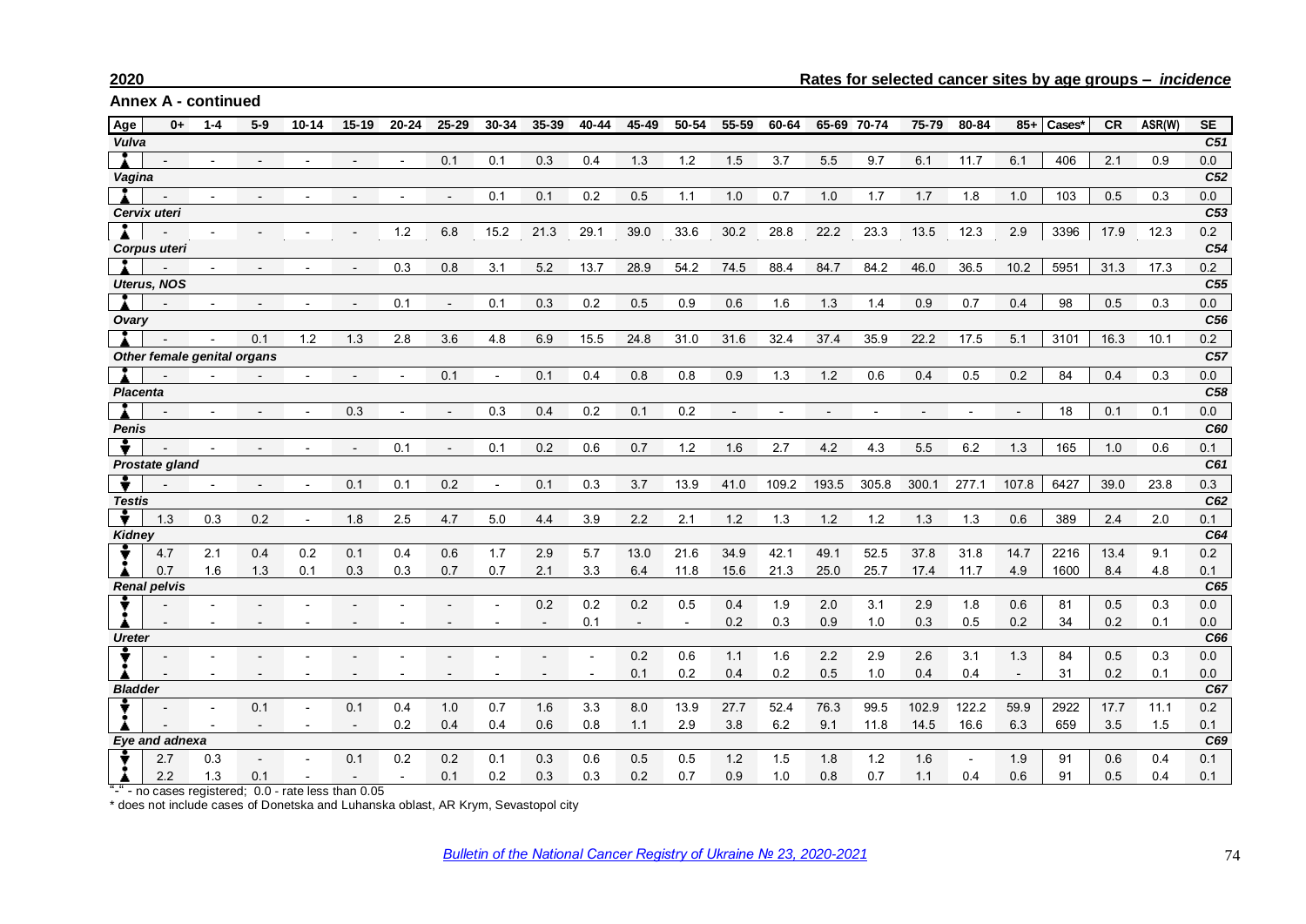**Annex A - continued**

| Age | 0+ | 1-4 | 5-9 | 10-14 | 15-19 | 20-24 | 25-29 | 30-34 | 35-39 | 40-44 | 45-49 | 50-54 | 55-59 | 60-64 | 65-69 | 70-74 | 75-79 | 80-84 | 85+ | Cases* | CR | ASR(W) | SE |
|---|---|---|---|---|---|---|---|---|---|---|---|---|---|---|---|---|---|---|---|---|---|---|---|
| ***Vulva*** | | | | | | | | | | | | | | | | | | | | | | | ***C51*** |
| ♀ | - | - | - | - | - | - | 0.1 | 0.1 | 0.3 | 0.4 | 1.3 | 1.2 | 1.5 | 3.7 | 5.5 | 9.7 | 6.1 | 11.7 | 6.1 | 406 | 2.1 | 0.9 | 0.0 |
| ***Vagina*** | | | | | | | | | | | | | | | | | | | | | | | ***C52*** |
| ♀ | - | - | - | - | - | - | - | 0.1 | 0.1 | 0.2 | 0.5 | 1.1 | 1.0 | 0.7 | 1.0 | 1.7 | 1.7 | 1.8 | 1.0 | 103 | 0.5 | 0.3 | 0.0 |
| ***Cervix uteri*** | | | | | | | | | | | | | | | | | | | | | | | ***C53*** |
| ♀ | - | - | - | - | - | 1.2 | 6.8 | 15.2 | 21.3 | 29.1 | 39.0 | 33.6 | 30.2 | 28.8 | 22.2 | 23.3 | 13.5 | 12.3 | 2.9 | 3396 | 17.9 | 12.3 | 0.2 |
| ***Corpus uteri*** | | | | | | | | | | | | | | | | | | | | | | | ***C54*** |
| ♀ | - | - | - | - | - | 0.3 | 0.8 | 3.1 | 5.2 | 13.7 | 28.9 | 54.2 | 74.5 | 88.4 | 84.7 | 84.2 | 46.0 | 36.5 | 10.2 | 5951 | 31.3 | 17.3 | 0.2 |
| ***Uterus, NOS*** | | | | | | | | | | | | | | | | | | | | | | | ***C55*** |
| ♀ | - | - | - | - | - | 0.1 | - | 0.1 | 0.3 | 0.2 | 0.5 | 0.9 | 0.6 | 1.6 | 1.3 | 1.4 | 0.9 | 0.7 | 0.4 | 98 | 0.5 | 0.3 | 0.0 |
| ***Ovary*** | | | | | | | | | | | | | | | | | | | | | | | ***C56*** |
| ♀ | - | - | 0.1 | 1.2 | 1.3 | 2.8 | 3.6 | 4.8 | 6.9 | 15.5 | 24.8 | 31.0 | 31.6 | 32.4 | 37.4 | 35.9 | 22.2 | 17.5 | 5.1 | 3101 | 16.3 | 10.1 | 0.2 |
| ***Other female genital organs*** | | | | | | | | | | | | | | | | | | | | | | | ***C57*** |
| ♀ | - | - | - | - | - | - | 0.1 | - | 0.1 | 0.4 | 0.8 | 0.8 | 0.9 | 1.3 | 1.2 | 0.6 | 0.4 | 0.5 | 0.2 | 84 | 0.4 | 0.3 | 0.0 |
| ***Placenta*** | | | | | | | | | | | | | | | | | | | | | | | ***C58*** |
| ♀ | - | - | - | - | 0.3 | - | - | 0.3 | 0.4 | 0.2 | 0.1 | 0.2 | - | - | - | - | - | - | - | 18 | 0.1 | 0.1 | 0.0 |
| ***Penis*** | | | | | | | | | | | | | | | | | | | | | | | ***C60*** |
| ♂ | - | - | - | - | - | 0.1 | - | 0.1 | 0.2 | 0.6 | 0.7 | 1.2 | 1.6 | 2.7 | 4.2 | 4.3 | 5.5 | 6.2 | 1.3 | 165 | 1.0 | 0.6 | 0.1 |
| ***Prostate gland*** | | | | | | | | | | | | | | | | | | | | | | | ***C61*** |
| ♂ | - | - | - | - | 0.1 | 0.1 | 0.2 | - | 0.1 | 0.3 | 3.7 | 13.9 | 41.0 | 109.2 | 193.5 | 305.8 | 300.1 | 277.1 | 107.8 | 6427 | 39.0 | 23.8 | 0.3 |
| ***Testis*** | | | | | | | | | | | | | | | | | | | | | | | ***C62*** |
| ♂ | 1.3 | 0.3 | 0.2 | - | 1.8 | 2.5 | 4.7 | 5.0 | 4.4 | 3.9 | 2.2 | 2.1 | 1.2 | 1.3 | 1.2 | 1.2 | 1.3 | 1.3 | 0.6 | 389 | 2.4 | 2.0 | 0.1 |
| ***Kidney*** | | | | | | | | | | | | | | | | | | | | | | | ***C64*** |
| ♂ | 4.7 | 2.1 | 0.4 | 0.2 | 0.1 | 0.4 | 0.6 | 1.7 | 2.9 | 5.7 | 13.0 | 21.6 | 34.9 | 42.1 | 49.1 | 52.5 | 37.8 | 31.8 | 14.7 | 2216 | 13.4 | 9.1 | 0.2 |
| ♀ | 0.7 | 1.6 | 1.3 | 0.1 | 0.3 | 0.3 | 0.7 | 0.7 | 2.1 | 3.3 | 6.4 | 11.8 | 15.6 | 21.3 | 25.0 | 25.7 | 17.4 | 11.7 | 4.9 | 1600 | 8.4 | 4.8 | 0.1 |
| ***Renal pelvis*** | | | | | | | | | | | | | | | | | | | | | | | ***C65*** |
| ♂ | - | - | - | - | - | - | - | - | 0.2 | 0.2 | 0.2 | 0.5 | 0.4 | 1.9 | 2.0 | 3.1 | 2.9 | 1.8 | 0.6 | 81 | 0.5 | 0.3 | 0.0 |
| ♀ | - | - | - | - | - | - | - | - | - | 0.1 | - | - | 0.2 | 0.3 | 0.9 | 1.0 | 0.3 | 0.5 | 0.2 | 34 | 0.2 | 0.1 | 0.0 |
| ***Ureter*** | | | | | | | | | | | | | | | | | | | | | | | ***C66*** |
| ♂ | - | - | - | - | - | - | - | - | - | - | 0.2 | 0.6 | 1.1 | 1.6 | 2.2 | 2.9 | 2.6 | 3.1 | 1.3 | 84 | 0.5 | 0.3 | 0.0 |
| ♀ | - | - | - | - | - | - | - | - | - | - | 0.1 | 0.2 | 0.4 | 0.2 | 0.5 | 1.0 | 0.4 | 0.4 | - | 31 | 0.2 | 0.1 | 0.0 |
| ***Bladder*** | | | | | | | | | | | | | | | | | | | | | | | ***C67*** |
| ♂ | - | - | 0.1 | - | 0.1 | 0.4 | 1.0 | 0.7 | 1.6 | 3.3 | 8.0 | 13.9 | 27.7 | 52.4 | 76.3 | 99.5 | 102.9 | 122.2 | 59.9 | 2922 | 17.7 | 11.1 | 0.2 |
| ♀ | - | - | - | - | - | 0.2 | 0.4 | 0.4 | 0.6 | 0.8 | 1.1 | 2.9 | 3.8 | 6.2 | 9.1 | 11.8 | 14.5 | 16.6 | 6.3 | 659 | 3.5 | 1.5 | 0.1 |
| ***Eye and adnexa*** | | | | | | | | | | | | | | | | | | | | | | | ***C69*** |
| ♂ | 2.7 | 0.3 | - | - | 0.1 | 0.2 | 0.2 | 0.1 | 0.3 | 0.6 | 0.5 | 0.5 | 1.2 | 1.5 | 1.8 | 1.2 | 1.6 | - | 1.9 | 91 | 0.6 | 0.4 | 0.1 |
| ♀ | 2.2 | 1.3 | 0.1 | - | - | - | 0.1 | 0.2 | 0.3 | 0.3 | 0.2 | 0.7 | 0.9 | 1.0 | 0.8 | 0.7 | 1.1 | 0.4 | 0.6 | 91 | 0.5 | 0.4 | 0.1 |

"-" - no cases registered; 0.0 - rate less than 0.05

* does not include cases of Donetska and Luhanska oblast, AR Krym, Sevastopol city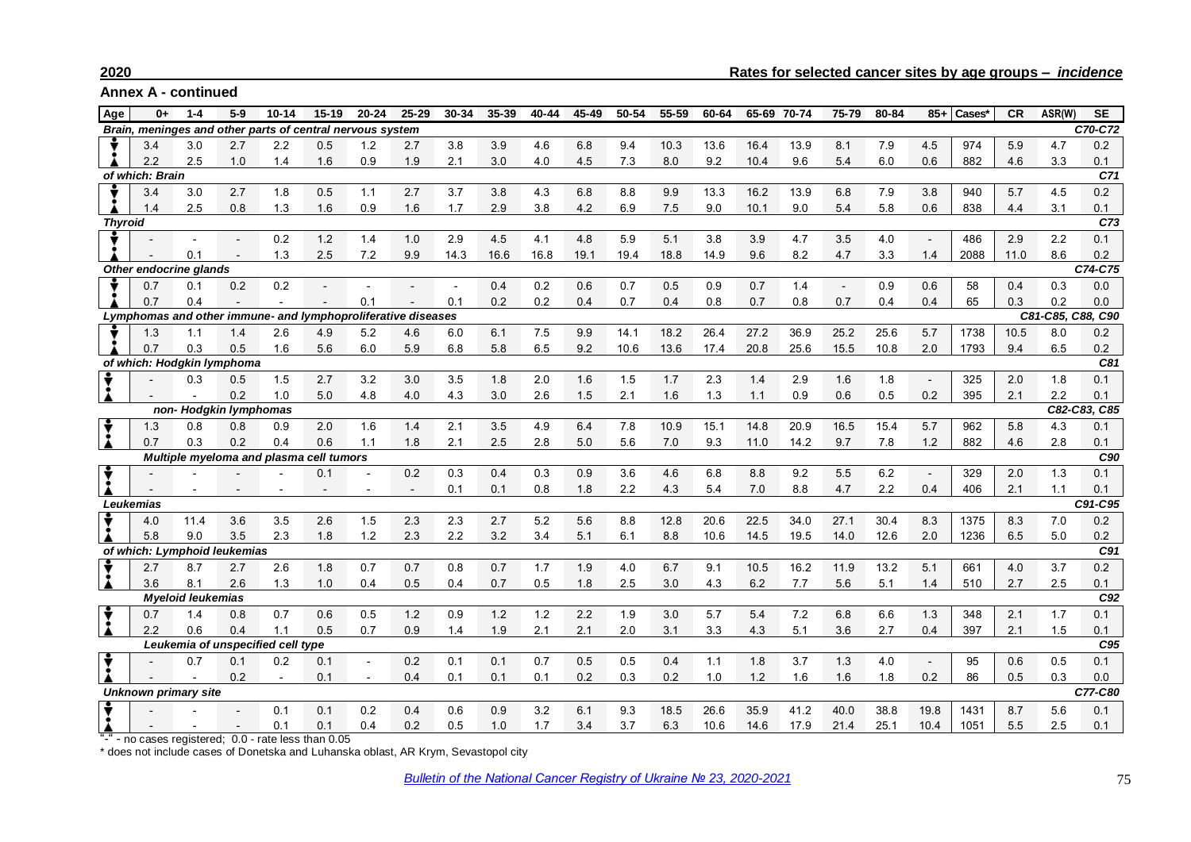**Annex A - continued**

| Age | 0+ | 1-4 | 5-9 | 10-14 | 15-19 | 20-24 | 25-29 | 30-34 | 35-39 | 40-44 | 45-49 | 50-54 | 55-59 | 60-64 | 65-69 | 70-74 | 75-79 | 80-84 | 85+ | Cases* | CR | ASR(W) | SE |
|---|---|---|---|---|---|---|---|---|---|---|---|---|---|---|---|---|---|---|---|---|---|---|---|
| ***Brain, meninges and other parts of central nervous system*** | | | | | | | | | | | | | | | | | | | | | | | *C70-C72* |
| ♂ | 3.4 | 3.0 | 2.7 | 2.2 | 0.5 | 1.2 | 2.7 | 3.8 | 3.9 | 4.6 | 6.8 | 9.4 | 10.3 | 13.6 | 16.4 | 13.9 | 8.1 | 7.9 | 4.5 | 974 | 5.9 | 4.7 | 0.2 |
| ♀ | 2.2 | 2.5 | 1.0 | 1.4 | 1.6 | 0.9 | 1.9 | 2.1 | 3.0 | 4.0 | 4.5 | 7.3 | 8.0 | 9.2 | 10.4 | 9.6 | 5.4 | 6.0 | 0.6 | 882 | 4.6 | 3.3 | 0.1 |
| ***of which: Brain*** | | | | | | | | | | | | | | | | | | | | | | | *C71* |
| ♂ | 3.4 | 3.0 | 2.7 | 1.8 | 0.5 | 1.1 | 2.7 | 3.7 | 3.8 | 4.3 | 6.8 | 8.8 | 9.9 | 13.3 | 16.2 | 13.9 | 6.8 | 7.9 | 3.8 | 940 | 5.7 | 4.5 | 0.2 |
| ♀ | 1.4 | 2.5 | 0.8 | 1.3 | 1.6 | 0.9 | 1.6 | 1.7 | 2.9 | 3.8 | 4.2 | 6.9 | 7.5 | 9.0 | 10.1 | 9.0 | 5.4 | 5.8 | 0.6 | 838 | 4.4 | 3.1 | 0.1 |
| ***Thyroid*** | | | | | | | | | | | | | | | | | | | | | | | *C73* |
| ♂ | - | - | - | 0.2 | 1.2 | 1.4 | 1.0 | 2.9 | 4.5 | 4.1 | 4.8 | 5.9 | 5.1 | 3.8 | 3.9 | 4.7 | 3.5 | 4.0 | - | 486 | 2.9 | 2.2 | 0.1 |
| ♀ | - | 0.1 | - | 1.3 | 2.5 | 7.2 | 9.9 | 14.3 | 16.6 | 16.8 | 19.1 | 19.4 | 18.8 | 14.9 | 9.6 | 8.2 | 4.7 | 3.3 | 1.4 | 2088 | 11.0 | 8.6 | 0.2 |
| ***Other endocrine glands*** | | | | | | | | | | | | | | | | | | | | | | | *C74-C75* |
| ♂ | 0.7 | 0.1 | 0.2 | 0.2 | - | - | - | - | 0.4 | 0.2 | 0.6 | 0.7 | 0.5 | 0.9 | 0.7 | 1.4 | - | 0.9 | 0.6 | 58 | 0.4 | 0.3 | 0.0 |
| ♀ | 0.7 | 0.4 | - | - | - | 0.1 | - | 0.1 | 0.2 | 0.2 | 0.4 | 0.7 | 0.4 | 0.8 | 0.7 | 0.8 | 0.7 | 0.4 | 0.4 | 65 | 0.3 | 0.2 | 0.0 |
| ***Lymphomas and other immune- and lymphoproliferative diseases*** | | | | | | | | | | | | | | | | | | | | | | | *C81-C85, C88, C90* |
| ♂ | 1.3 | 1.1 | 1.4 | 2.6 | 4.9 | 5.2 | 4.6 | 6.0 | 6.1 | 7.5 | 9.9 | 14.1 | 18.2 | 26.4 | 27.2 | 36.9 | 25.2 | 25.6 | 5.7 | 1738 | 10.5 | 8.0 | 0.2 |
| ♀ | 0.7 | 0.3 | 0.5 | 1.6 | 5.6 | 6.0 | 5.9 | 6.8 | 5.8 | 6.5 | 9.2 | 10.6 | 13.6 | 17.4 | 20.8 | 25.6 | 15.5 | 10.8 | 2.0 | 1793 | 9.4 | 6.5 | 0.2 |
| ***of which: Hodgkin lymphoma*** | | | | | | | | | | | | | | | | | | | | | | | *C81* |
| ♂ | - | 0.3 | 0.5 | 1.5 | 2.7 | 3.2 | 3.0 | 3.5 | 1.8 | 2.0 | 1.6 | 1.5 | 1.7 | 2.3 | 1.4 | 2.9 | 1.6 | 1.8 | - | 325 | 2.0 | 1.8 | 0.1 |
| ♀ | - | - | 0.2 | 1.0 | 5.0 | 4.8 | 4.0 | 4.3 | 3.0 | 2.6 | 1.5 | 2.1 | 1.6 | 1.3 | 1.1 | 0.9 | 0.6 | 0.5 | 0.2 | 395 | 2.1 | 2.2 | 0.1 |
| ***non- Hodgkin lymphomas*** | | | | | | | | | | | | | | | | | | | | | | | *C82-C83, C85* |
| ♂ | 1.3 | 0.8 | 0.8 | 0.9 | 2.0 | 1.6 | 1.4 | 2.1 | 3.5 | 4.9 | 6.4 | 7.8 | 10.9 | 15.1 | 14.8 | 20.9 | 16.5 | 15.4 | 5.7 | 962 | 5.8 | 4.3 | 0.1 |
| ♀ | 0.7 | 0.3 | 0.2 | 0.4 | 0.6 | 1.1 | 1.8 | 2.1 | 2.5 | 2.8 | 5.0 | 5.6 | 7.0 | 9.3 | 11.0 | 14.2 | 9.7 | 7.8 | 1.2 | 882 | 4.6 | 2.8 | 0.1 |
| ***Multiple myeloma and plasma cell tumors*** | | | | | | | | | | | | | | | | | | | | | | | *C90* |
| ♂ | - | - | - | - | 0.1 | - | 0.2 | 0.3 | 0.4 | 0.3 | 0.9 | 3.6 | 4.6 | 6.8 | 8.8 | 9.2 | 5.5 | 6.2 | - | 329 | 2.0 | 1.3 | 0.1 |
| ♀ | - | - | - | - | - | - | - | 0.1 | 0.1 | 0.8 | 1.8 | 2.2 | 4.3 | 5.4 | 7.0 | 8.8 | 4.7 | 2.2 | 0.4 | 406 | 2.1 | 1.1 | 0.1 |
| ***Leukemias*** | | | | | | | | | | | | | | | | | | | | | | | *C91-C95* |
| ♂ | 4.0 | 11.4 | 3.6 | 3.5 | 2.6 | 1.5 | 2.3 | 2.3 | 2.7 | 5.2 | 5.6 | 8.8 | 12.8 | 20.6 | 22.5 | 34.0 | 27.1 | 30.4 | 8.3 | 1375 | 8.3 | 7.0 | 0.2 |
| ♀ | 5.8 | 9.0 | 3.5 | 2.3 | 1.8 | 1.2 | 2.3 | 2.2 | 3.2 | 3.4 | 5.1 | 6.1 | 8.8 | 10.6 | 14.5 | 19.5 | 14.0 | 12.6 | 2.0 | 1236 | 6.5 | 5.0 | 0.2 |
| ***of which: Lymphoid leukemias*** | | | | | | | | | | | | | | | | | | | | | | | *C91* |
| ♂ | 2.7 | 8.7 | 2.7 | 2.6 | 1.8 | 0.7 | 0.7 | 0.8 | 0.7 | 1.7 | 1.9 | 4.0 | 6.7 | 9.1 | 10.5 | 16.2 | 11.9 | 13.2 | 5.1 | 661 | 4.0 | 3.7 | 0.2 |
| ♀ | 3.6 | 8.1 | 2.6 | 1.3 | 1.0 | 0.4 | 0.5 | 0.4 | 0.7 | 0.5 | 1.8 | 2.5 | 3.0 | 4.3 | 6.2 | 7.7 | 5.6 | 5.1 | 1.4 | 510 | 2.7 | 2.5 | 0.1 |
| ***Myeloid leukemias*** | | | | | | | | | | | | | | | | | | | | | | | *C92* |
| ♂ | 0.7 | 1.4 | 0.8 | 0.7 | 0.6 | 0.5 | 1.2 | 0.9 | 1.2 | 1.2 | 2.2 | 1.9 | 3.0 | 5.7 | 5.4 | 7.2 | 6.8 | 6.6 | 1.3 | 348 | 2.1 | 1.7 | 0.1 |
| ♀ | 2.2 | 0.6 | 0.4 | 1.1 | 0.5 | 0.7 | 0.9 | 1.4 | 1.9 | 2.1 | 2.1 | 2.0 | 3.1 | 3.3 | 4.3 | 5.1 | 3.6 | 2.7 | 0.4 | 397 | 2.1 | 1.5 | 0.1 |
| ***Leukemia of unspecified cell type*** | | | | | | | | | | | | | | | | | | | | | | | *C95* |
| ♂ | - | 0.7 | 0.1 | 0.2 | 0.1 | - | 0.2 | 0.1 | 0.1 | 0.7 | 0.5 | 0.5 | 0.4 | 1.1 | 1.8 | 3.7 | 1.3 | 4.0 | - | 95 | 0.6 | 0.5 | 0.1 |
| ♀ | - | - | 0.2 | - | 0.1 | - | 0.4 | 0.1 | 0.1 | 0.1 | 0.2 | 0.3 | 0.2 | 1.0 | 1.2 | 1.6 | 1.6 | 1.8 | 0.2 | 86 | 0.5 | 0.3 | 0.0 |
| ***Unknown primary site*** | | | | | | | | | | | | | | | | | | | | | | | *C77-C80* |
| ♂ | - | - | - | 0.1 | 0.1 | 0.2 | 0.4 | 0.6 | 0.9 | 3.2 | 6.1 | 9.3 | 18.5 | 26.6 | 35.9 | 41.2 | 40.0 | 38.8 | 19.8 | 1431 | 8.7 | 5.6 | 0.1 |
| ♀ | - | - | - | 0.1 | 0.1 | 0.4 | 0.2 | 0.5 | 1.0 | 1.7 | 3.4 | 3.7 | 6.3 | 10.6 | 14.6 | 17.9 | 21.4 | 25.1 | 10.4 | 1051 | 5.5 | 2.5 | 0.1 |

"-" - no cases registered; 0.0 - rate less than 0.05

\* does not include cases of Donetska and Luhanska oblast, AR Krym, Sevastopol city